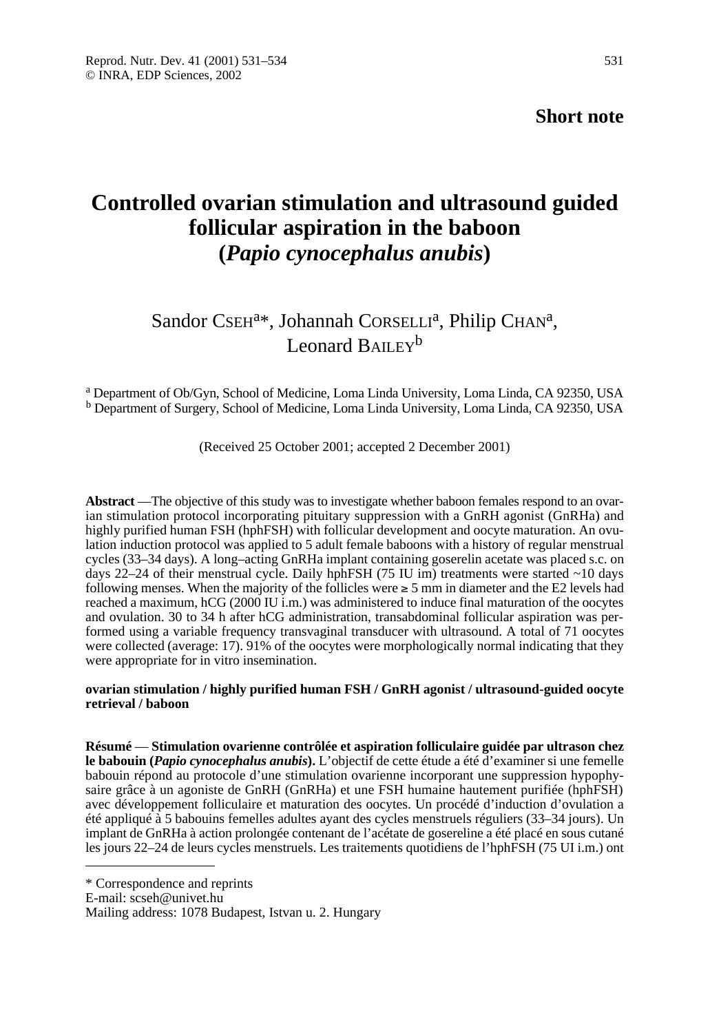**Short note**

# Controlled ovarian stimulation and ultrasound guided follicular aspiration in the baboon (*Papio cynocephalus anubis*)

Sandor CSEH[a]*, Johannah CORSELLI[a], Philip CHAN[a], Leonard BAILEY[b]

[a] Department of Ob/Gyn, School of Medicine, Loma Linda University, Loma Linda, CA 92350, USA
[b] Department of Surgery, School of Medicine, Loma Linda University, Loma Linda, CA 92350, USA

(Received 25 October 2001; accepted 2 December 2001)

**Abstract** — The objective of this study was to investigate whether baboon females respond to an ovarian stimulation protocol incorporating pituitary suppression with a GnRH agonist (GnRHa) and highly purified human FSH (hphFSH) with follicular development and oocyte maturation. An ovulation induction protocol was applied to 5 adult female baboons with a history of regular menstrual cycles (33–34 days). A long–acting GnRHa implant containing goserelin acetate was placed s.c. on days 22–24 of their menstrual cycle. Daily hphFSH (75 IU im) treatments were started ~10 days following menses. When the majority of the follicles were ≥ 5 mm in diameter and the E2 levels had reached a maximum, hCG (2000 IU i.m.) was administered to induce final maturation of the oocytes and ovulation. 30 to 34 h after hCG administration, transabdominal follicular aspiration was performed using a variable frequency transvaginal transducer with ultrasound. A total of 71 oocytes were collected (average: 17). 91% of the oocytes were morphologically normal indicating that they were appropriate for in vitro insemination.

**ovarian stimulation / highly purified human FSH / GnRH agonist / ultrasound-guided oocyte retrieval / baboon**

**Résumé** — **Stimulation ovarienne contrôlée et aspiration folliculaire guidée par ultrason chez le babouin (*Papio cynocephalus anubis*).** L'objectif de cette étude a été d'examiner si une femelle babouin répond au protocole d'une stimulation ovarienne incorporant une suppression hypophysaire grâce à un agoniste de GnRH (GnRHa) et une FSH humaine hautement purifiée (hphFSH) avec développement folliculaire et maturation des oocytes. Un procédé d'induction d'ovulation a été appliqué à 5 babouins femelles adultes ayant des cycles menstruels réguliers (33–34 jours). Un implant de GnRHa à action prolongée contenant de l'acétate de gosereline a été placé en sous cutané les jours 22–24 de leurs cycles menstruels. Les traitements quotidiens de l'hphFSH (75 UI i.m.) ont

---

\* Correspondence and reprints
E-mail: scseh@univet.hu
Mailing address: 1078 Budapest, Istvan u. 2. Hungary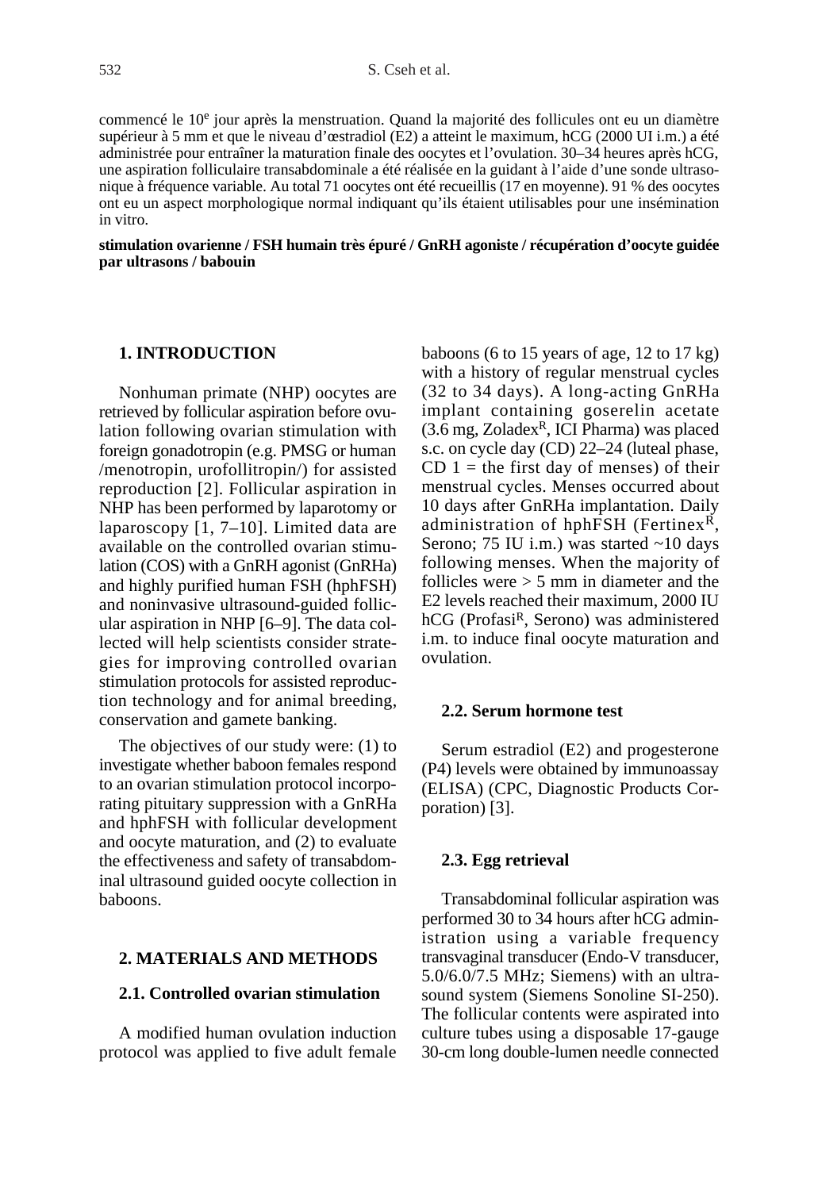commencé le 10$^{e}$ jour après la menstruation. Quand la majorité des follicules ont eu un diamètre supérieur à 5 mm et que le niveau d'œstradiol (E2) a atteint le maximum, hCG (2000 UI i.m.) a été administrée pour entraîner la maturation finale des oocytes et l'ovulation. 30–34 heures après hCG, une aspiration folliculaire transabdominale a été réalisée en la guidant à l'aide d'une sonde ultrasonique à fréquence variable. Au total 71 oocytes ont été recueillis (17 en moyenne). 91 % des oocytes ont eu un aspect morphologique normal indiquant qu'ils étaient utilisables pour une insémination in vitro.

**stimulation ovarienne / FSH humain très épuré / GnRH agoniste / récupération d'oocyte guidée par ultrasons / babouin**

## 1. INTRODUCTION

Nonhuman primate (NHP) oocytes are retrieved by follicular aspiration before ovulation following ovarian stimulation with foreign gonadotropin (e.g. PMSG or human /menotropin, urofollitropin/) for assisted reproduction [2]. Follicular aspiration in NHP has been performed by laparotomy or laparoscopy [1, 7–10]. Limited data are available on the controlled ovarian stimulation (COS) with a GnRH agonist (GnRHa) and highly purified human FSH (hphFSH) and noninvasive ultrasound-guided follicular aspiration in NHP [6–9]. The data collected will help scientists consider strategies for improving controlled ovarian stimulation protocols for assisted reproduction technology and for animal breeding, conservation and gamete banking.

The objectives of our study were: (1) to investigate whether baboon females respond to an ovarian stimulation protocol incorporating pituitary suppression with a GnRHa and hphFSH with follicular development and oocyte maturation, and (2) to evaluate the effectiveness and safety of transabdominal ultrasound guided oocyte collection in baboons.

## 2. MATERIALS AND METHODS

### 2.1. Controlled ovarian stimulation

A modified human ovulation induction protocol was applied to five adult female baboons (6 to 15 years of age, 12 to 17 kg) with a history of regular menstrual cycles (32 to 34 days). A long-acting GnRHa implant containing goserelin acetate (3.6 mg, Zoladex$^{R}$, ICI Pharma) was placed s.c. on cycle day (CD) 22–24 (luteal phase, CD 1 = the first day of menses) of their menstrual cycles. Menses occurred about 10 days after GnRHa implantation. Daily administration of hphFSH (Fertinex$^{R}$, Serono; 75 IU i.m.) was started ~10 days following menses. When the majority of follicles were > 5 mm in diameter and the E2 levels reached their maximum, 2000 IU hCG (Profasi$^{R}$, Serono) was administered i.m. to induce final oocyte maturation and ovulation.

### 2.2. Serum hormone test

Serum estradiol (E2) and progesterone (P4) levels were obtained by immunoassay (ELISA) (CPC, Diagnostic Products Corporation) [3].

### 2.3. Egg retrieval

Transabdominal follicular aspiration was performed 30 to 34 hours after hCG administration using a variable frequency transvaginal transducer (Endo-V transducer, 5.0/6.0/7.5 MHz; Siemens) with an ultrasound system (Siemens Sonoline SI-250). The follicular contents were aspirated into culture tubes using a disposable 17-gauge 30-cm long double-lumen needle connected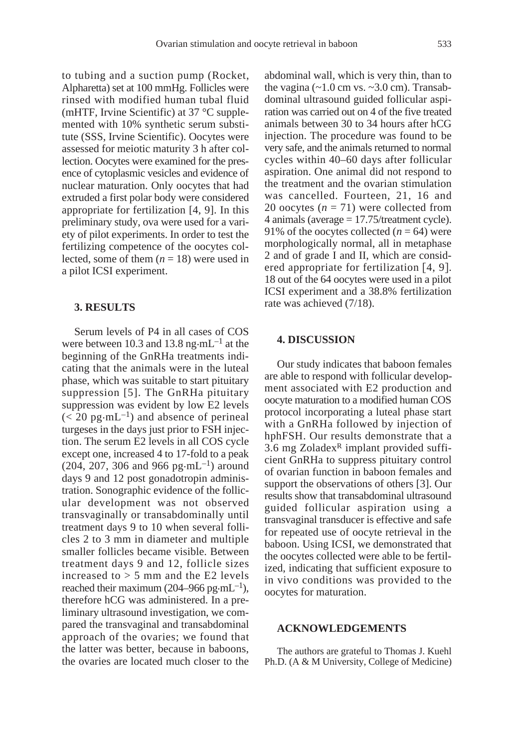to tubing and a suction pump (Rocket, Alpharetta) set at 100 mmHg. Follicles were rinsed with modified human tubal fluid (mHTF, Irvine Scientific) at 37 °C supplemented with 10% synthetic serum substitute (SSS, Irvine Scientific). Oocytes were assessed for meiotic maturity 3 h after collection. Oocytes were examined for the presence of cytoplasmic vesicles and evidence of nuclear maturation. Only oocytes that had extruded a first polar body were considered appropriate for fertilization [4, 9]. In this preliminary study, ova were used for a variety of pilot experiments. In order to test the fertilizing competence of the oocytes collected, some of them ($n = 18$) were used in a pilot ICSI experiment.

## 3. RESULTS

Serum levels of P4 in all cases of COS were between 10.3 and 13.8 $ng \cdot mL^{-1}$ at the beginning of the GnRHa treatments indicating that the animals were in the luteal phase, which was suitable to start pituitary suppression [5]. The GnRHa pituitary suppression was evident by low E2 levels ($< 20$ $pg \cdot mL^{-1}$) and absence of perineal turgeses in the days just prior to FSH injection. The serum E2 levels in all COS cycle except one, increased 4 to 17-fold to a peak (204, 207, 306 and 966 $pg \cdot mL^{-1}$) around days 9 and 12 post gonadotropin administration. Sonographic evidence of the follicular development was not observed transvaginally or transabdominally until treatment days 9 to 10 when several follicles 2 to 3 mm in diameter and multiple smaller follicles became visible. Between treatment days 9 and 12, follicle sizes increased to $> 5$ mm and the E2 levels reached their maximum (204–966 $pg \cdot mL^{-1}$), therefore hCG was administered. In a preliminary ultrasound investigation, we compared the transvaginal and transabdominal approach of the ovaries; we found that the latter was better, because in baboons, the ovaries are located much closer to the abdominal wall, which is very thin, than to the vagina (~1.0 cm vs. ~3.0 cm). Transabdominal ultrasound guided follicular aspiration was carried out on 4 of the five treated animals between 30 to 34 hours after hCG injection. The procedure was found to be very safe, and the animals returned to normal cycles within 40–60 days after follicular aspiration. One animal did not respond to the treatment and the ovarian stimulation was cancelled. Fourteen, 21, 16 and 20 oocytes ($n = 71$) were collected from 4 animals (average = 17.75/treatment cycle). 91% of the oocytes collected ($n = 64$) were morphologically normal, all in metaphase 2 and of grade I and II, which are considered appropriate for fertilization [4, 9]. 18 out of the 64 oocytes were used in a pilot ICSI experiment and a 38.8% fertilization rate was achieved (7/18).

## 4. DISCUSSION

Our study indicates that baboon females are able to respond with follicular development associated with E2 production and oocyte maturation to a modified human COS protocol incorporating a luteal phase start with a GnRHa followed by injection of hphFSH. Our results demonstrate that a 3.6 mg Zoladex[R] implant provided sufficient GnRHa to suppress pituitary control of ovarian function in baboon females and support the observations of others [3]. Our results show that transabdominal ultrasound guided follicular aspiration using a transvaginal transducer is effective and safe for repeated use of oocyte retrieval in the baboon. Using ICSI, we demonstrated that the oocytes collected were able to be fertilized, indicating that sufficient exposure to in vivo conditions was provided to the oocytes for maturation.

## ACKNOWLEDGEMENTS

The authors are grateful to Thomas J. Kuehl Ph.D. (A & M University, College of Medicine)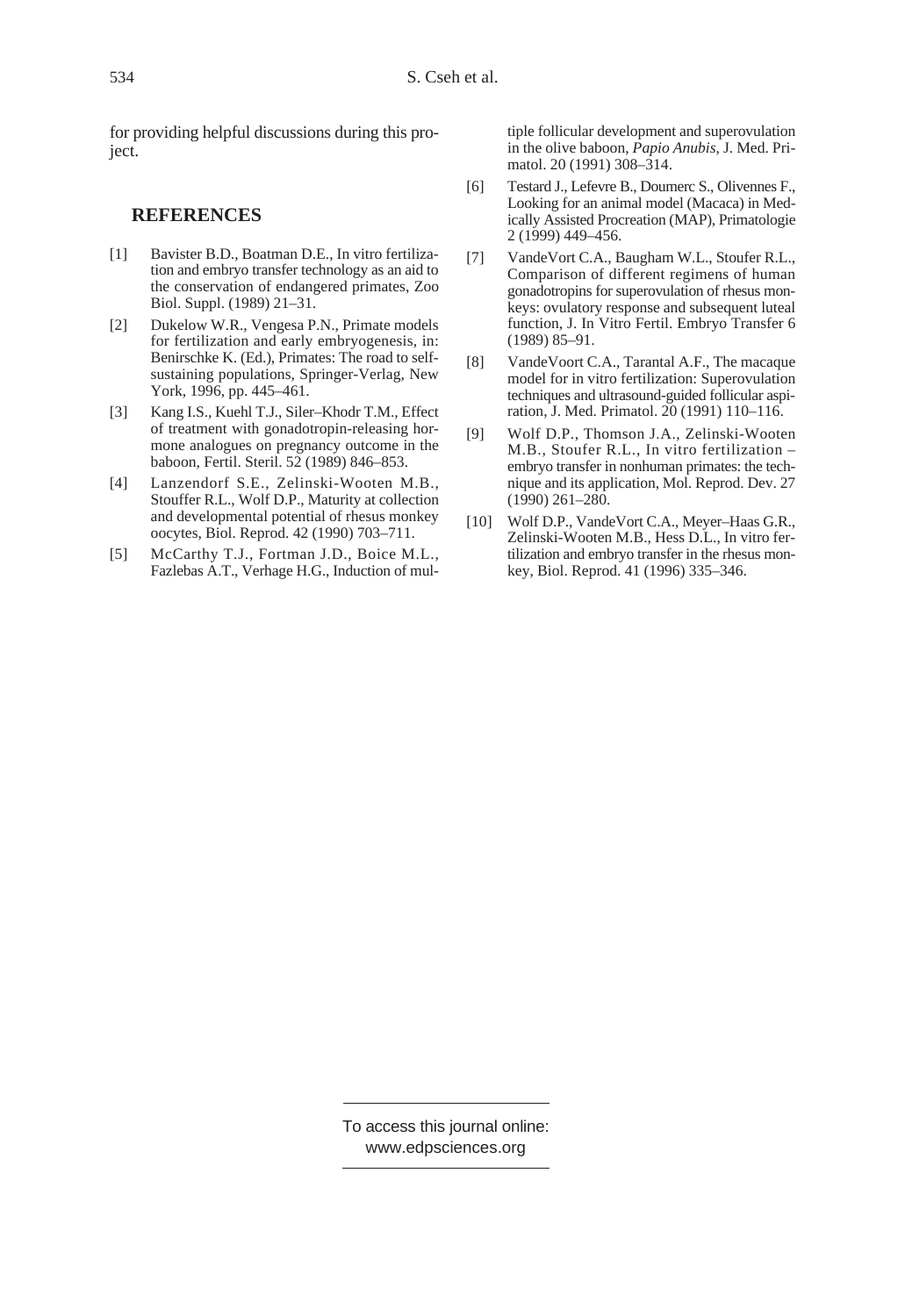for providing helpful discussions during this project.

## REFERENCES

[1] Bavister B.D., Boatman D.E., In vitro fertilization and embryo transfer technology as an aid to the conservation of endangered primates, Zoo Biol. Suppl. (1989) 21–31.

[2] Dukelow W.R., Vengesa P.N., Primate models for fertilization and early embryogenesis, in: Benirschke K. (Ed.), Primates: The road to self-sustaining populations, Springer-Verlag, New York, 1996, pp. 445–461.

[3] Kang I.S., Kuehl T.J., Siler–Khodr T.M., Effect of treatment with gonadotropin-releasing hormone analogues on pregnancy outcome in the baboon, Fertil. Steril. 52 (1989) 846–853.

[4] Lanzendorf S.E., Zelinski-Wooten M.B., Stouffer R.L., Wolf D.P., Maturity at collection and developmental potential of rhesus monkey oocytes, Biol. Reprod. 42 (1990) 703–711.

[5] McCarthy T.J., Fortman J.D., Boice M.L., Fazlebas A.T., Verhage H.G., Induction of multiple follicular development and superovulation in the olive baboon, *Papio Anubis*, J. Med. Primatol. 20 (1991) 308–314.

[6] Testard J., Lefevre B., Doumerc S., Olivennes F., Looking for an animal model (Macaca) in Medically Assisted Procreation (MAP), Primatologie 2 (1999) 449–456.

[7] VandeVort C.A., Baugham W.L., Stoufer R.L., Comparison of different regimens of human gonadotropins for superovulation of rhesus monkeys: ovulatory response and subsequent luteal function, J. In Vitro Fertil. Embryo Transfer 6 (1989) 85–91.

[8] VandeVoort C.A., Tarantal A.F., The macaque model for in vitro fertilization: Superovulation techniques and ultrasound-guided follicular aspiration, J. Med. Primatol. 20 (1991) 110–116.

[9] Wolf D.P., Thomson J.A., Zelinski-Wooten M.B., Stoufer R.L., In vitro fertilization – embryo transfer in nonhuman primates: the technique and its application, Mol. Reprod. Dev. 27 (1990) 261–280.

[10] Wolf D.P., VandeVort C.A., Meyer–Haas G.R., Zelinski-Wooten M.B., Hess D.L., In vitro fertilization and embryo transfer in the rhesus monkey, Biol. Reprod. 41 (1996) 335–346.

To access this journal online:
www.edpsciences.org